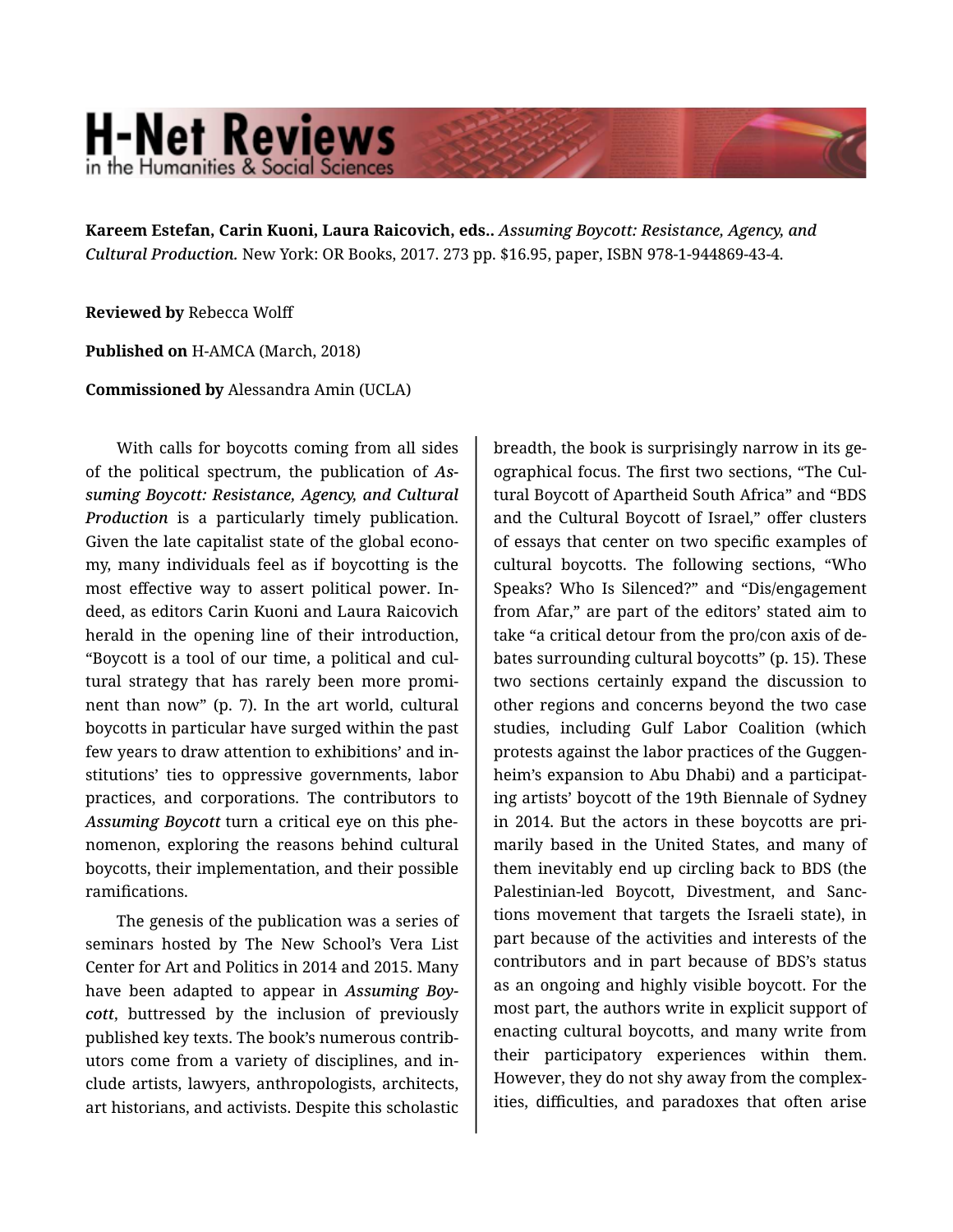**Kareem Estefan, Carin Kuoni, Laura Raicovich, eds.. *Assuming Boycott: Resistance, Agency, and Cultural Production.*** New York: OR Books, 2017. 273 pp. $16.95, paper, ISBN 978-1-944869-43-4.

**Reviewed by** Rebecca Wolff

**Published on** H-AMCA (March, 2018)

**Commissioned by** Alessandra Amin (UCLA)

With calls for boycotts coming from all sides of the political spectrum, the publication of ***Assuming Boycott: Resistance, Agency, and Cultural Production*** is a particularly timely publication. Given the late capitalist state of the global economy, many individuals feel as if boycotting is the most effective way to assert political power. Indeed, as editors Carin Kuoni and Laura Raicovich herald in the opening line of their introduction, "Boycott is a tool of our time, a political and cultural strategy that has rarely been more prominent than now" (p. 7). In the art world, cultural boycotts in particular have surged within the past few years to draw attention to exhibitions' and institutions' ties to oppressive governments, labor practices, and corporations. The contributors to ***Assuming Boycott*** turn a critical eye on this phenomenon, exploring the reasons behind cultural boycotts, their implementation, and their possible ramifications.

The genesis of the publication was a series of seminars hosted by The New School's Vera List Center for Art and Politics in 2014 and 2015. Many have been adapted to appear in ***Assuming Boycott***, buttressed by the inclusion of previously published key texts. The book's numerous contributors come from a variety of disciplines, and include artists, lawyers, anthropologists, architects, art historians, and activists. Despite this scholastic breadth, the book is surprisingly narrow in its geographical focus. The first two sections, "The Cultural Boycott of Apartheid South Africa" and "BDS and the Cultural Boycott of Israel," offer clusters of essays that center on two specific examples of cultural boycotts. The following sections, "Who Speaks? Who Is Silenced?" and "Dis/engagement from Afar," are part of the editors' stated aim to take "a critical detour from the pro/con axis of debates surrounding cultural boycotts" (p. 15). These two sections certainly expand the discussion to other regions and concerns beyond the two case studies, including Gulf Labor Coalition (which protests against the labor practices of the Guggenheim's expansion to Abu Dhabi) and a participating artists' boycott of the 19th Biennale of Sydney in 2014. But the actors in these boycotts are primarily based in the United States, and many of them inevitably end up circling back to BDS (the Palestinian-led Boycott, Divestment, and Sanctions movement that targets the Israeli state), in part because of the activities and interests of the contributors and in part because of BDS's status as an ongoing and highly visible boycott. For the most part, the authors write in explicit support of enacting cultural boycotts, and many write from their participatory experiences within them. However, they do not shy away from the complexities, difficulties, and paradoxes that often arise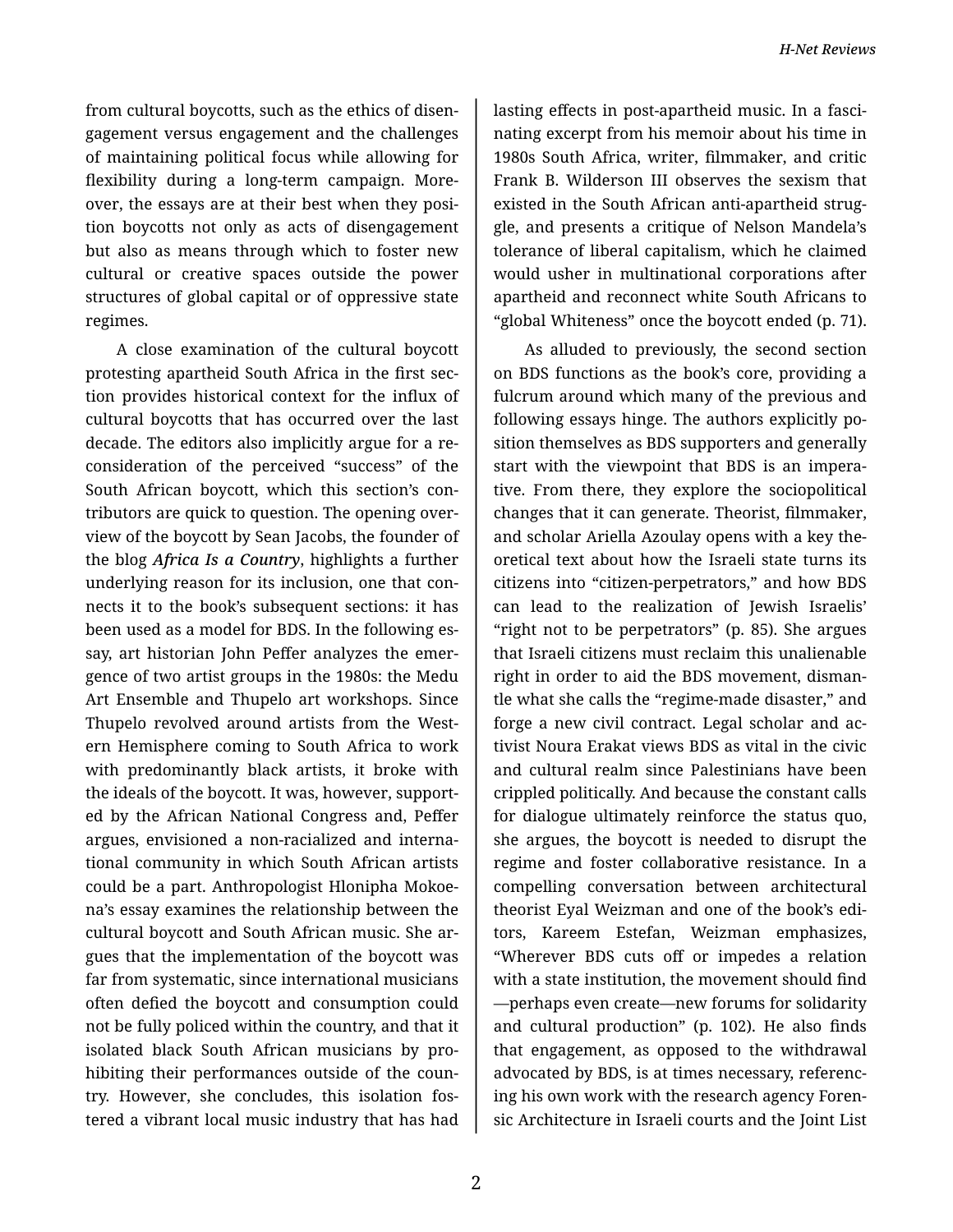from cultural boycotts, such as the ethics of disengagement versus engagement and the challenges of maintaining political focus while allowing for flexibility during a long-term campaign. Moreover, the essays are at their best when they position boycotts not only as acts of disengagement but also as means through which to foster new cultural or creative spaces outside the power structures of global capital or of oppressive state regimes.

A close examination of the cultural boycott protesting apartheid South Africa in the first section provides historical context for the influx of cultural boycotts that has occurred over the last decade. The editors also implicitly argue for a reconsideration of the perceived "success" of the South African boycott, which this section's contributors are quick to question. The opening overview of the boycott by Sean Jacobs, the founder of the blog ***Africa Is a Country***, highlights a further underlying reason for its inclusion, one that connects it to the book's subsequent sections: it has been used as a model for BDS. In the following essay, art historian John Peffer analyzes the emergence of two artist groups in the 1980s: the Medu Art Ensemble and Thupelo art workshops. Since Thupelo revolved around artists from the Western Hemisphere coming to South Africa to work with predominantly black artists, it broke with the ideals of the boycott. It was, however, supported by the African National Congress and, Peffer argues, envisioned a non-racialized and international community in which South African artists could be a part. Anthropologist Hlonipha Mokoena's essay examines the relationship between the cultural boycott and South African music. She argues that the implementation of the boycott was far from systematic, since international musicians often defied the boycott and consumption could not be fully policed within the country, and that it isolated black South African musicians by prohibiting their performances outside of the country. However, she concludes, this isolation fostered a vibrant local music industry that has had lasting effects in post-apartheid music. In a fascinating excerpt from his memoir about his time in 1980s South Africa, writer, filmmaker, and critic Frank B. Wilderson III observes the sexism that existed in the South African anti-apartheid struggle, and presents a critique of Nelson Mandela's tolerance of liberal capitalism, which he claimed would usher in multinational corporations after apartheid and reconnect white South Africans to "global Whiteness" once the boycott ended (p. 71).

As alluded to previously, the second section on BDS functions as the book's core, providing a fulcrum around which many of the previous and following essays hinge. The authors explicitly position themselves as BDS supporters and generally start with the viewpoint that BDS is an imperative. From there, they explore the sociopolitical changes that it can generate. Theorist, filmmaker, and scholar Ariella Azoulay opens with a key theoretical text about how the Israeli state turns its citizens into "citizen-perpetrators," and how BDS can lead to the realization of Jewish Israelis' "right not to be perpetrators" (p. 85). She argues that Israeli citizens must reclaim this unalienable right in order to aid the BDS movement, dismantle what she calls the "regime-made disaster," and forge a new civil contract. Legal scholar and activist Noura Erakat views BDS as vital in the civic and cultural realm since Palestinians have been crippled politically. And because the constant calls for dialogue ultimately reinforce the status quo, she argues, the boycott is needed to disrupt the regime and foster collaborative resistance. In a compelling conversation between architectural theorist Eyal Weizman and one of the book's editors, Kareem Estefan, Weizman emphasizes, "Wherever BDS cuts off or impedes a relation with a state institution, the movement should find—perhaps even create—new forums for solidarity and cultural production" (p. 102). He also finds that engagement, as opposed to the withdrawal advocated by BDS, is at times necessary, referencing his own work with the research agency Forensic Architecture in Israeli courts and the Joint List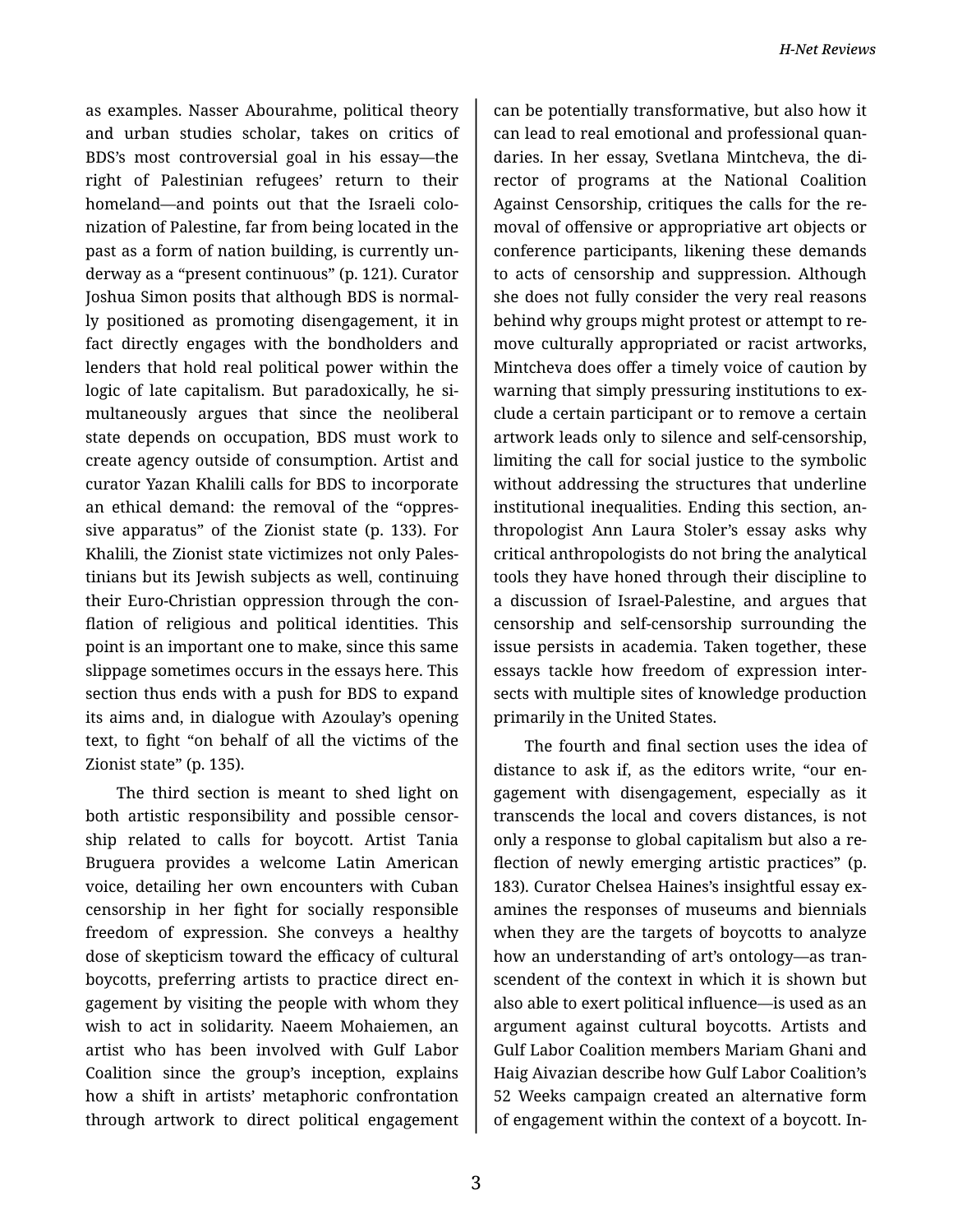as examples. Nasser Abourahme, political theory and urban studies scholar, takes on critics of BDS's most controversial goal in his essay—the right of Palestinian refugees' return to their homeland—and points out that the Israeli colonization of Palestine, far from being located in the past as a form of nation building, is currently underway as a "present continuous" (p. 121). Curator Joshua Simon posits that although BDS is normally positioned as promoting disengagement, it in fact directly engages with the bondholders and lenders that hold real political power within the logic of late capitalism. But paradoxically, he simultaneously argues that since the neoliberal state depends on occupation, BDS must work to create agency outside of consumption. Artist and curator Yazan Khalili calls for BDS to incorporate an ethical demand: the removal of the "oppressive apparatus" of the Zionist state (p. 133). For Khalili, the Zionist state victimizes not only Palestinians but its Jewish subjects as well, continuing their Euro-Christian oppression through the conflation of religious and political identities. This point is an important one to make, since this same slippage sometimes occurs in the essays here. This section thus ends with a push for BDS to expand its aims and, in dialogue with Azoulay's opening text, to fight "on behalf of all the victims of the Zionist state" (p. 135).

The third section is meant to shed light on both artistic responsibility and possible censorship related to calls for boycott. Artist Tania Bruguera provides a welcome Latin American voice, detailing her own encounters with Cuban censorship in her fight for socially responsible freedom of expression. She conveys a healthy dose of skepticism toward the efficacy of cultural boycotts, preferring artists to practice direct engagement by visiting the people with whom they wish to act in solidarity. Naeem Mohaiemen, an artist who has been involved with Gulf Labor Coalition since the group's inception, explains how a shift in artists' metaphoric confrontation through artwork to direct political engagement can be potentially transformative, but also how it can lead to real emotional and professional quandaries. In her essay, Svetlana Mintcheva, the director of programs at the National Coalition Against Censorship, critiques the calls for the removal of offensive or appropriative art objects or conference participants, likening these demands to acts of censorship and suppression. Although she does not fully consider the very real reasons behind why groups might protest or attempt to remove culturally appropriated or racist artworks, Mintcheva does offer a timely voice of caution by warning that simply pressuring institutions to exclude a certain participant or to remove a certain artwork leads only to silence and self-censorship, limiting the call for social justice to the symbolic without addressing the structures that underline institutional inequalities. Ending this section, anthropologist Ann Laura Stoler's essay asks why critical anthropologists do not bring the analytical tools they have honed through their discipline to a discussion of Israel-Palestine, and argues that censorship and self-censorship surrounding the issue persists in academia. Taken together, these essays tackle how freedom of expression intersects with multiple sites of knowledge production primarily in the United States.

The fourth and final section uses the idea of distance to ask if, as the editors write, "our engagement with disengagement, especially as it transcends the local and covers distances, is not only a response to global capitalism but also a reflection of newly emerging artistic practices" (p. 183). Curator Chelsea Haines's insightful essay examines the responses of museums and biennials when they are the targets of boycotts to analyze how an understanding of art's ontology—as transcendent of the context in which it is shown but also able to exert political influence—is used as an argument against cultural boycotts. Artists and Gulf Labor Coalition members Mariam Ghani and Haig Aivazian describe how Gulf Labor Coalition's 52 Weeks campaign created an alternative form of engagement within the context of a boycott. In-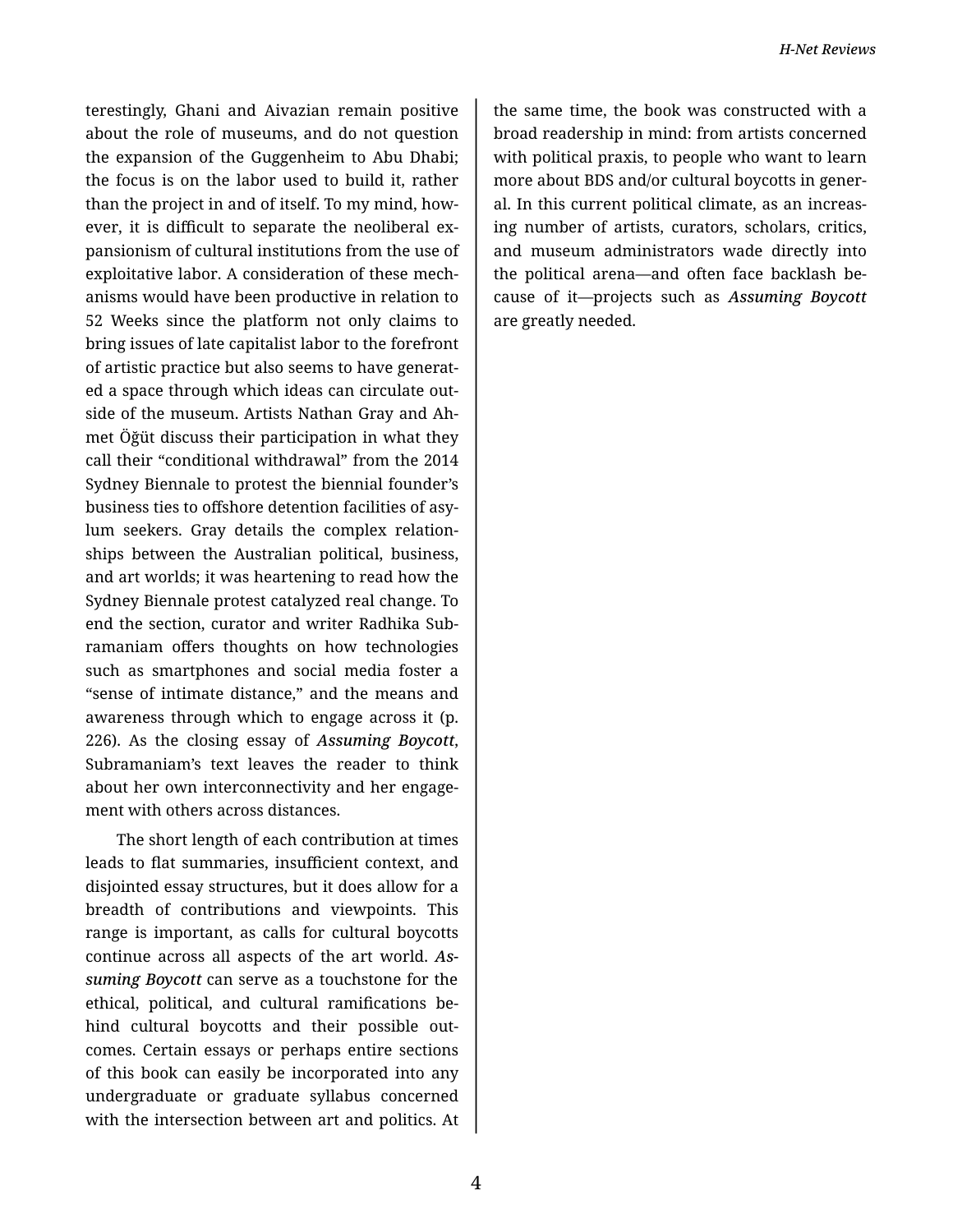terestingly, Ghani and Aivazian remain positive about the role of museums, and do not question the expansion of the Guggenheim to Abu Dhabi; the focus is on the labor used to build it, rather than the project in and of itself. To my mind, however, it is difficult to separate the neoliberal expansionism of cultural institutions from the use of exploitative labor. A consideration of these mechanisms would have been productive in relation to 52 Weeks since the platform not only claims to bring issues of late capitalist labor to the forefront of artistic practice but also seems to have generated a space through which ideas can circulate outside of the museum. Artists Nathan Gray and Ahmet Öğüt discuss their participation in what they call their "conditional withdrawal" from the 2014 Sydney Biennale to protest the biennial founder's business ties to offshore detention facilities of asylum seekers. Gray details the complex relationships between the Australian political, business, and art worlds; it was heartening to read how the Sydney Biennale protest catalyzed real change. To end the section, curator and writer Radhika Subramaniam offers thoughts on how technologies such as smartphones and social media foster a "sense of intimate distance," and the means and awareness through which to engage across it (p. 226). As the closing essay of ***Assuming Boycott***, Subramaniam's text leaves the reader to think about her own interconnectivity and her engagement with others across distances.

The short length of each contribution at times leads to flat summaries, insufficient context, and disjointed essay structures, but it does allow for a breadth of contributions and viewpoints. This range is important, as calls for cultural boycotts continue across all aspects of the art world. ***Assuming Boycott*** can serve as a touchstone for the ethical, political, and cultural ramifications behind cultural boycotts and their possible outcomes. Certain essays or perhaps entire sections of this book can easily be incorporated into any undergraduate or graduate syllabus concerned with the intersection between art and politics. At the same time, the book was constructed with a broad readership in mind: from artists concerned with political praxis, to people who want to learn more about BDS and/or cultural boycotts in general. In this current political climate, as an increasing number of artists, curators, scholars, critics, and museum administrators wade directly into the political arena—and often face backlash because of it—projects such as ***Assuming Boycott*** are greatly needed.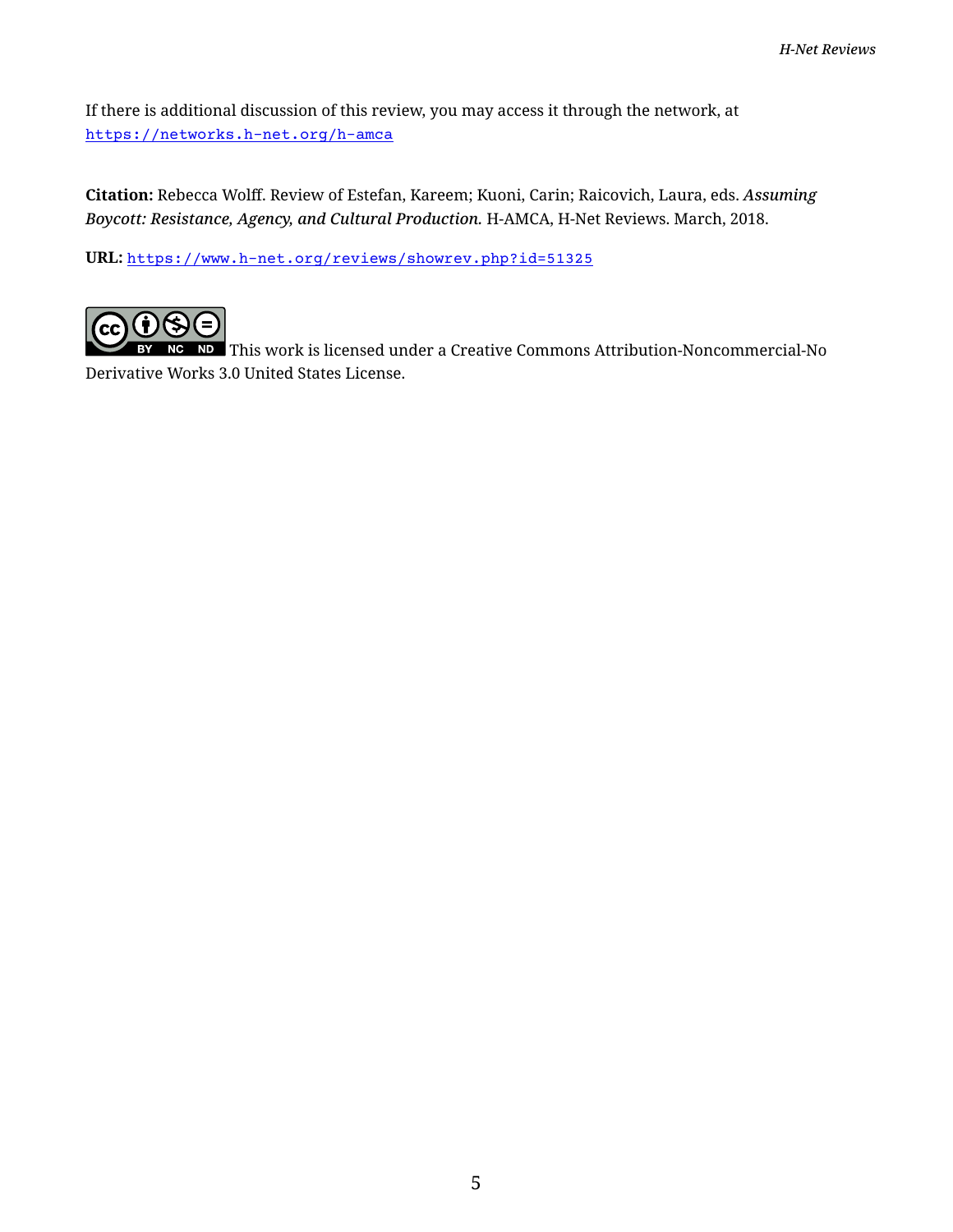If there is additional discussion of this review, you may access it through the network, at https://networks.h-net.org/h-amca

**Citation:** Rebecca Wolff. Review of Estefan, Kareem; Kuoni, Carin; Raicovich, Laura, eds. ***Assuming Boycott: Resistance, Agency, and Cultural Production.*** H-AMCA, H-Net Reviews. March, 2018.

**URL:** https://www.h-net.org/reviews/showrev.php?id=51325

This work is licensed under a Creative Commons Attribution-Noncommercial-No Derivative Works 3.0 United States License.